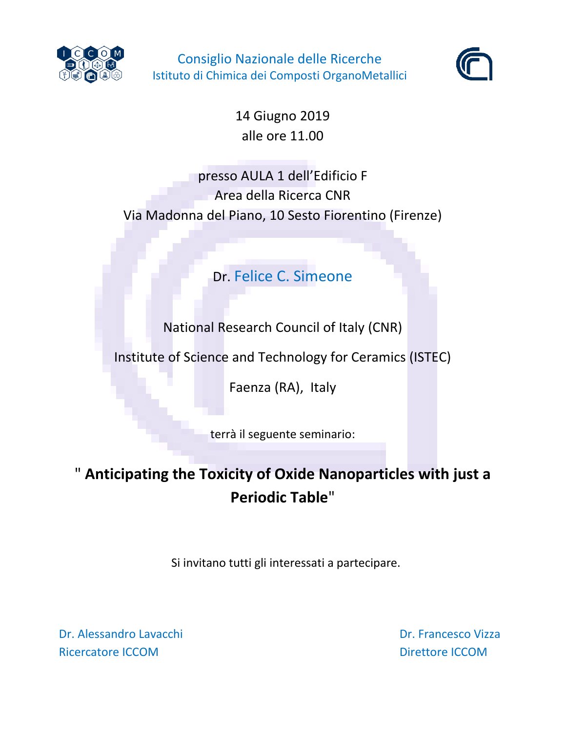Consiglio Nazionale delle Ricerche
Istituto di Chimica dei Composti OrganoMetallici

14 Giugno 2019
alle ore 11.00

presso AULA 1 dell'Edificio F
Area della Ricerca CNR
Via Madonna del Piano, 10 Sesto Fiorentino (Firenze)

Dr. Felice C. Simeone

National Research Council of Italy (CNR)

Institute of Science and Technology for Ceramics (ISTEC)

Faenza (RA), Italy

terrà il seguente seminario:

**" Anticipating the Toxicity of Oxide Nanoparticles with just a Periodic Table"**

Si invitano tutti gli interessati a partecipare.

Dr. Alessandro Lavacchi
Ricercatore ICCOM

Dr. Francesco Vizza
Direttore ICCOM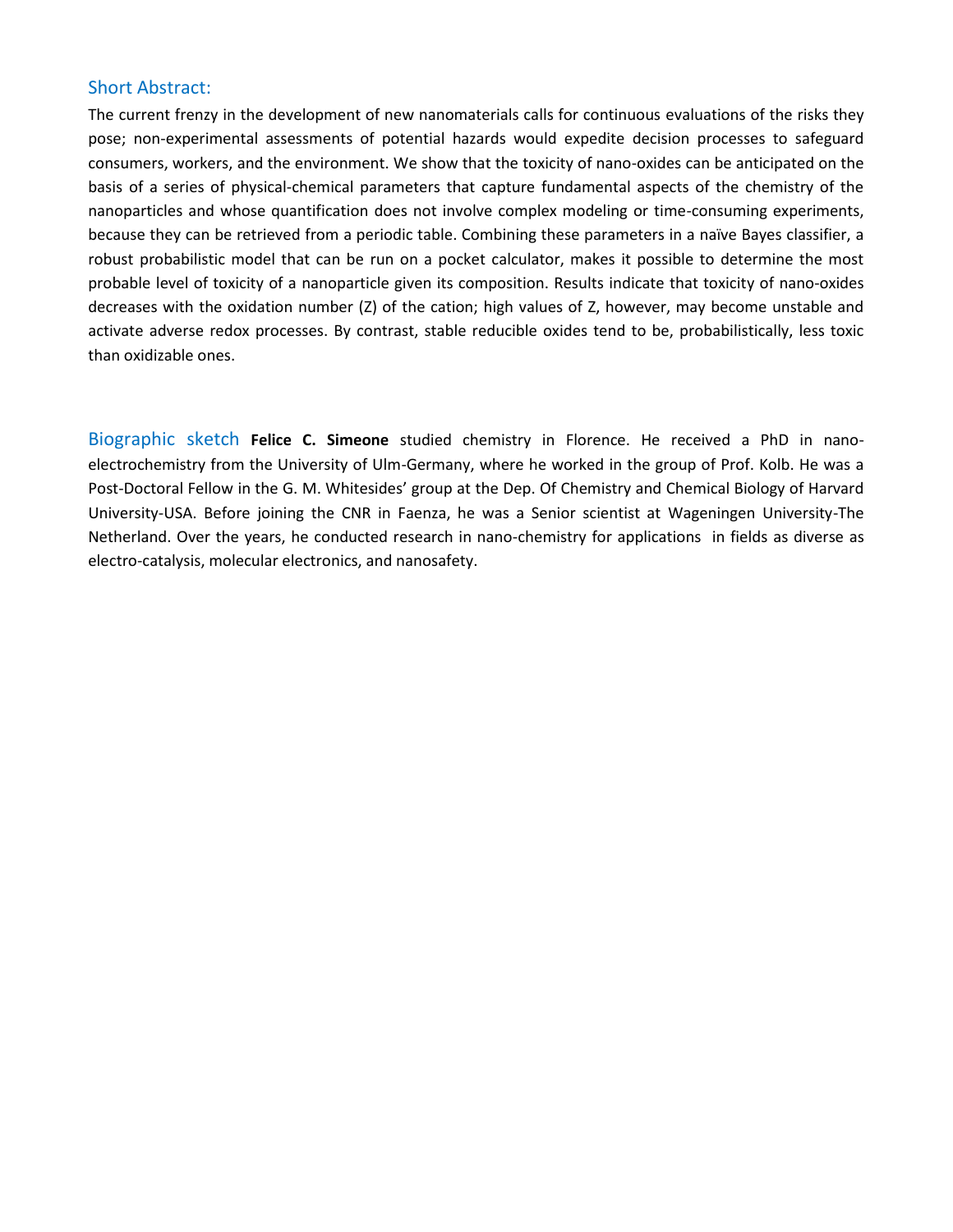## Short Abstract:

The current frenzy in the development of new nanomaterials calls for continuous evaluations of the risks they pose; non-experimental assessments of potential hazards would expedite decision processes to safeguard consumers, workers, and the environment. We show that the toxicity of nano-oxides can be anticipated on the basis of a series of physical-chemical parameters that capture fundamental aspects of the chemistry of the nanoparticles and whose quantification does not involve complex modeling or time-consuming experiments, because they can be retrieved from a periodic table. Combining these parameters in a naïve Bayes classifier, a robust probabilistic model that can be run on a pocket calculator, makes it possible to determine the most probable level of toxicity of a nanoparticle given its composition. Results indicate that toxicity of nano-oxides decreases with the oxidation number (Z) of the cation; high values of Z, however, may become unstable and activate adverse redox processes. By contrast, stable reducible oxides tend to be, probabilistically, less toxic than oxidizable ones.

## Biographic sketch

**Felice C. Simeone** studied chemistry in Florence. He received a PhD in nano-electrochemistry from the University of Ulm-Germany, where he worked in the group of Prof. Kolb. He was a Post-Doctoral Fellow in the G. M. Whitesides' group at the Dep. Of Chemistry and Chemical Biology of Harvard University-USA. Before joining the CNR in Faenza, he was a Senior scientist at Wageningen University-The Netherland. Over the years, he conducted research in nano-chemistry for applications in fields as diverse as electro-catalysis, molecular electronics, and nanosafety.